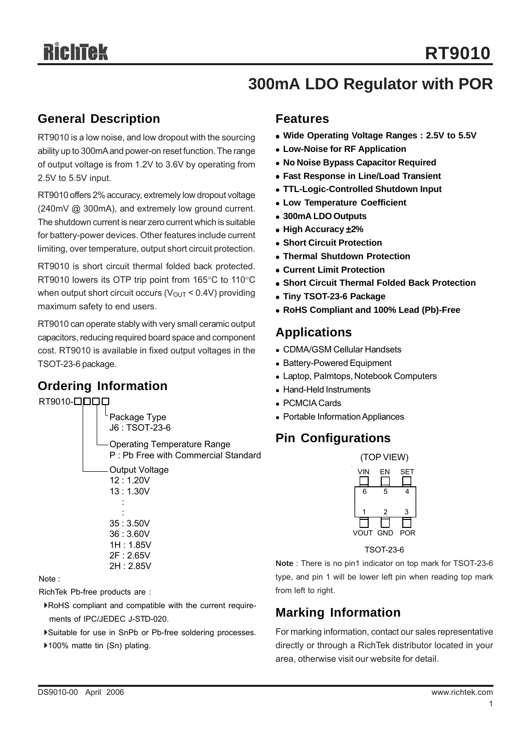# RT9010

## 300mA LDO Regulator with POR

## General Description

RT9010 is a low noise, and low dropout with the sourcing ability up to 300mA and power-on reset function. The range of output voltage is from 1.2V to 3.6V by operating from 2.5V to 5.5V input.

RT9010 offers 2% accuracy, extremely low dropout voltage (240mV @ 300mA), and extremely low ground current. The shutdown current is near zero current which is suitable for battery-power devices. Other features include current limiting, over temperature, output short circuit protection.

RT9010 is short circuit thermal folded back protected. RT9010 lowers its OTP trip point from 165°C to 110°C when output short circuit occurs ($V_{OUT}$ < 0.4V) providing maximum safety to end users.

RT9010 can operate stably with very small ceramic output capacitors, reducing required board space and component cost. RT9010 is available in fixed output voltages in the TSOT-23-6 package.

## Ordering Information

RT9010-□□□□

- Package Type
  - J6 : TSOT-23-6
- Operating Temperature Range
  - P : Pb Free with Commercial Standard
- Output Voltage
  - 12 : 1.20V
  - 13 : 1.30V
  - :
  - :
  - 35 : 3.50V
  - 36 : 3.60V
  - 1H : 1.85V
  - 2F : 2.65V
  - 2H : 2.85V

Note :

RichTek Pb-free products are :

- RoHS compliant and compatible with the current requirements of IPC/JEDEC J-STD-020.
- Suitable for use in SnPb or Pb-free soldering processes.
- 100% matte tin (Sn) plating.

## Features

- **Wide Operating Voltage Ranges : 2.5V to 5.5V**
- **Low-Noise for RF Application**
- **No Noise Bypass Capacitor Required**
- **Fast Response in Line/Load Transient**
- **TTL-Logic-Controlled Shutdown Input**
- **Low Temperature Coefficient**
- **300mA LDO Outputs**
- **High Accuracy ±2%**
- **Short Circuit Protection**
- **Thermal Shutdown Protection**
- **Current Limit Protection**
- **Short Circuit Thermal Folded Back Protection**
- **Tiny TSOT-23-6 Package**
- **RoHS Compliant and 100% Lead (Pb)-Free**

## Applications

- CDMA/GSM Cellular Handsets
- Battery-Powered Equipment
- Laptop, Palmtops, Notebook Computers
- Hand-Held Instruments
- PCMCIA Cards
- Portable Information Appliances

## Pin Configurations

(TOP VIEW)

| VIN | EN | SET |
|---|---|---|
| 6 | 5 | 4 |
| 1 | 2 | 3 |
| VOUT | GND | POR |

TSOT-23-6

**Note** : There is no pin1 indicator on top mark for TSOT-23-6 type, and pin 1 will be lower left pin when reading top mark from left to right.

## Marking Information

For marking information, contact our sales representative directly or through a RichTek distributor located in your area, otherwise visit our website for detail.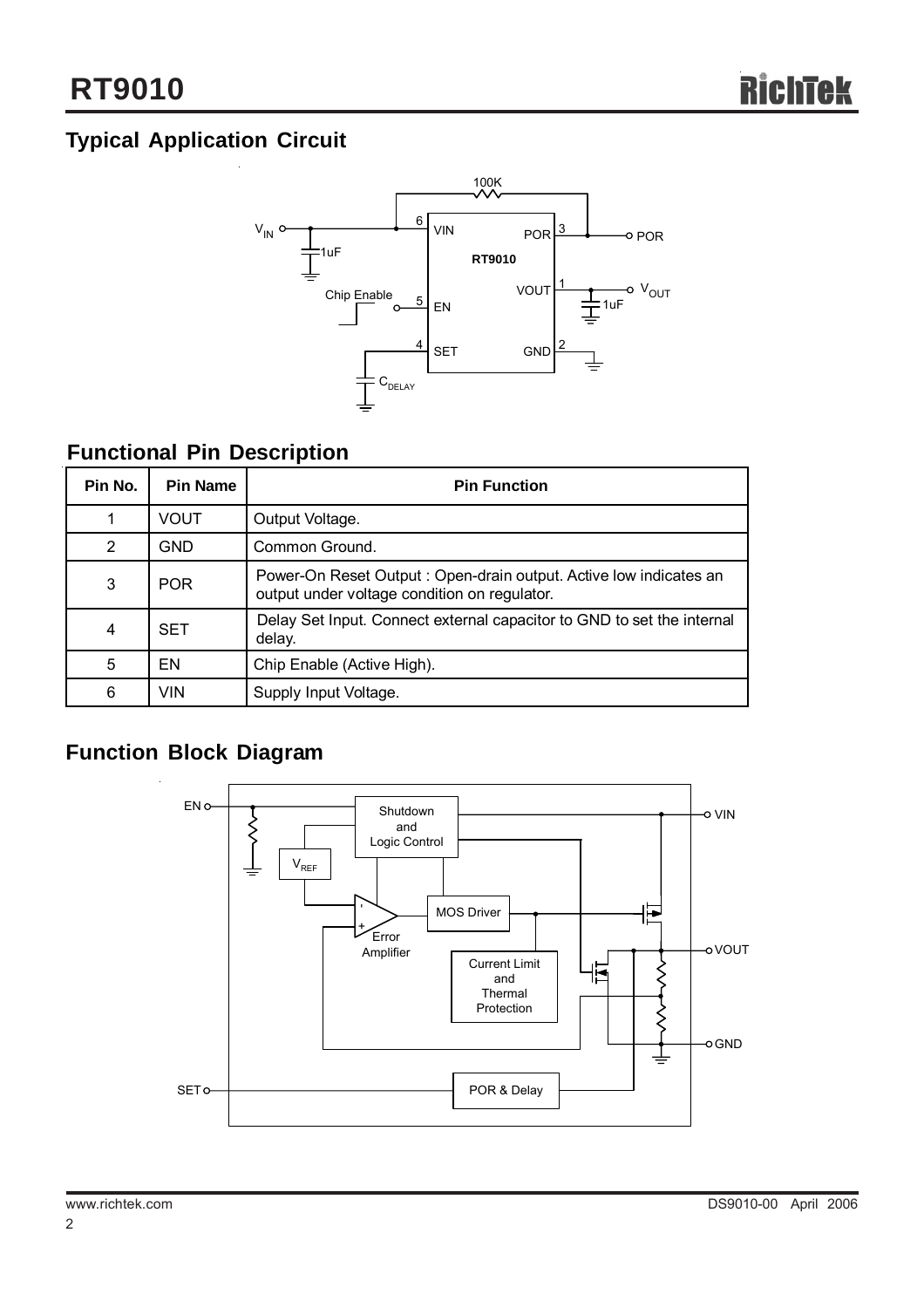## Typical Application Circuit

## Functional Pin Description

| Pin No. | Pin Name | Pin Function |
|---|---|---|
| 1 | VOUT | Output Voltage. |
| 2 | GND | Common Ground. |
| 3 | POR | Power-On Reset Output : Open-drain output. Active low indicates an output under voltage condition on regulator. |
| 4 | SET | Delay Set Input. Connect external capacitor to GND to set the internal delay. |
| 5 | EN | Chip Enable (Active High). |
| 6 | VIN | Supply Input Voltage. |

## Function Block Diagram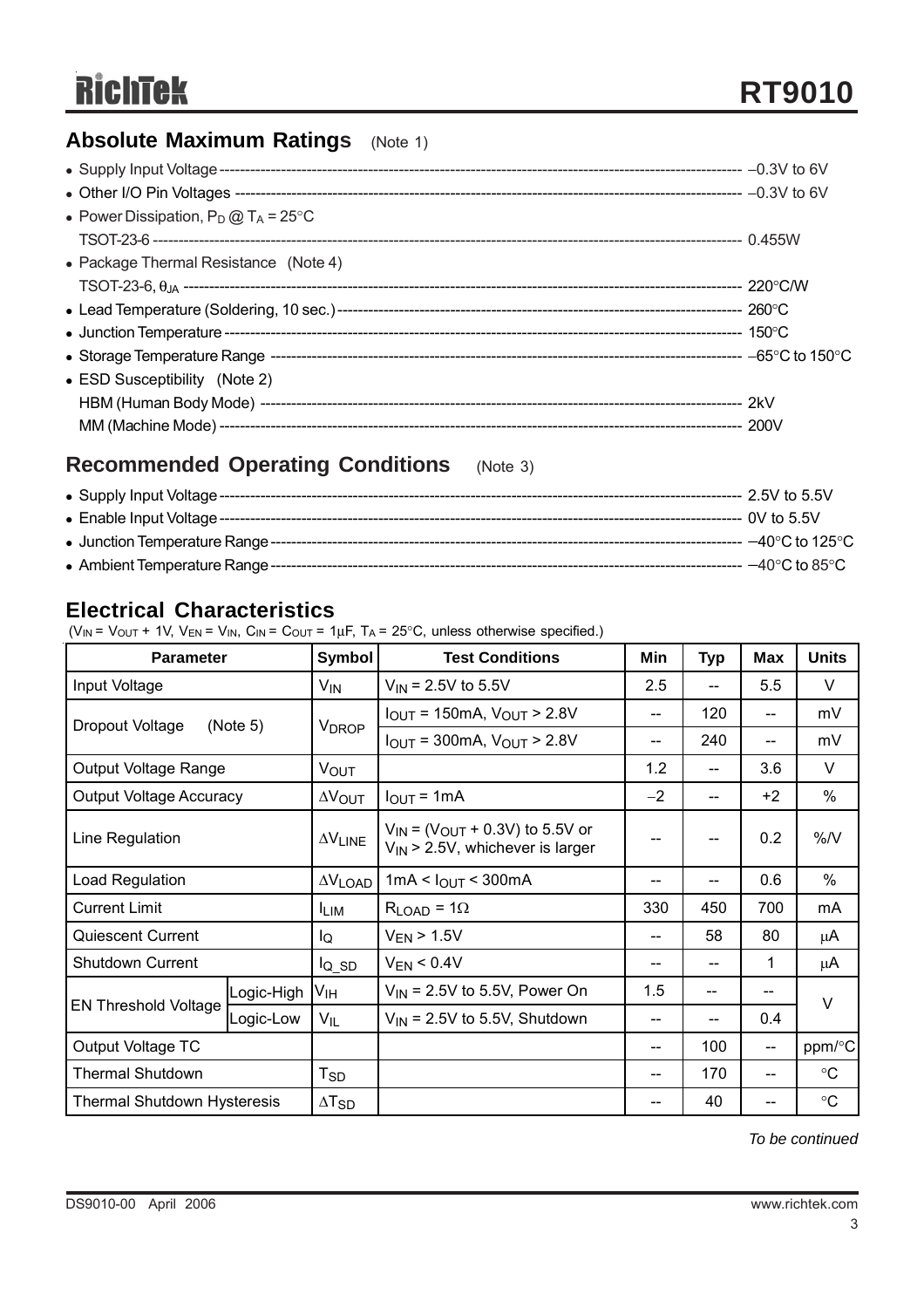## Absolute Maximum Ratings (Note 1)

- Supply Input Voltage ---------- −0.3V to 6V
- Other I/O Pin Voltages ---------- −0.3V to 6V
- Power Dissipation, $P_D$ @ $T_A$ = 25°C
  TSOT-23-6 ---------- 0.455W
- Package Thermal Resistance (Note 4)
  TSOT-23-6, $\theta_{JA}$ ---------- 220°C/W
- Lead Temperature (Soldering, 10 sec.) ---------- 260°C
- Junction Temperature ---------- 150°C
- Storage Temperature Range ---------- −65°C to 150°C
- ESD Susceptibility (Note 2)
  HBM (Human Body Mode) ---------- 2kV
  MM (Machine Mode) ---------- 200V

## Recommended Operating Conditions (Note 3)

- Supply Input Voltage ---------- 2.5V to 5.5V
- Enable Input Voltage ---------- 0V to 5.5V
- Junction Temperature Range ---------- −40°C to 125°C
- Ambient Temperature Range ---------- −40°C to 85°C

## Electrical Characteristics

($V_{IN}$ = $V_{OUT}$ + 1V, $V_{EN}$ = $V_{IN}$, $C_{IN}$ = $C_{OUT}$ = 1μF, $T_A$ = 25°C, unless otherwise specified.)

| Parameter | | Symbol | Test Conditions | Min | Typ | Max | Units |
|---|---|---|---|---|---|---|---|
| Input Voltage | | $V_{IN}$ | $V_{IN}$ = 2.5V to 5.5V | 2.5 | -- | 5.5 | V |
| Dropout Voltage (Note 5) | | $V_{DROP}$ | $I_{OUT}$ = 150mA, $V_{OUT}$ > 2.8V | -- | 120 | -- | mV |
| | | | $I_{OUT}$ = 300mA, $V_{OUT}$ > 2.8V | -- | 240 | -- | mV |
| Output Voltage Range | | $V_{OUT}$ | | 1.2 | -- | 3.6 | V |
| Output Voltage Accuracy | | $\Delta V_{OUT}$ | $I_{OUT}$ = 1mA | −2 | -- | +2 | % |
| Line Regulation | | $\Delta V_{LINE}$ | $V_{IN}$ = ($V_{OUT}$ + 0.3V) to 5.5V or $V_{IN}$ > 2.5V, whichever is larger | -- | -- | 0.2 | %/V |
| Load Regulation | | $\Delta V_{LOAD}$ | 1mA < $I_{OUT}$ < 300mA | -- | -- | 0.6 | % |
| Current Limit | | $I_{LIM}$ | $R_{LOAD}$ = 1Ω | 330 | 450 | 700 | mA |
| Quiescent Current | | $I_Q$ | $V_{EN}$ > 1.5V | -- | 58 | 80 | μA |
| Shutdown Current | | $I_{Q\_SD}$ | $V_{EN}$ < 0.4V | -- | -- | 1 | μA |
| EN Threshold Voltage | Logic-High | $V_{IH}$ | $V_{IN}$ = 2.5V to 5.5V, Power On | 1.5 | -- | -- | V |
| | Logic-Low | $V_{IL}$ | $V_{IN}$ = 2.5V to 5.5V, Shutdown | -- | -- | 0.4 | |
| Output Voltage TC | | | | -- | 100 | -- | ppm/°C |
| Thermal Shutdown | | $T_{SD}$ | | -- | 170 | -- | °C |
| Thermal Shutdown Hysteresis | | $\Delta T_{SD}$ | | -- | 40 | -- | °C |

*To be continued*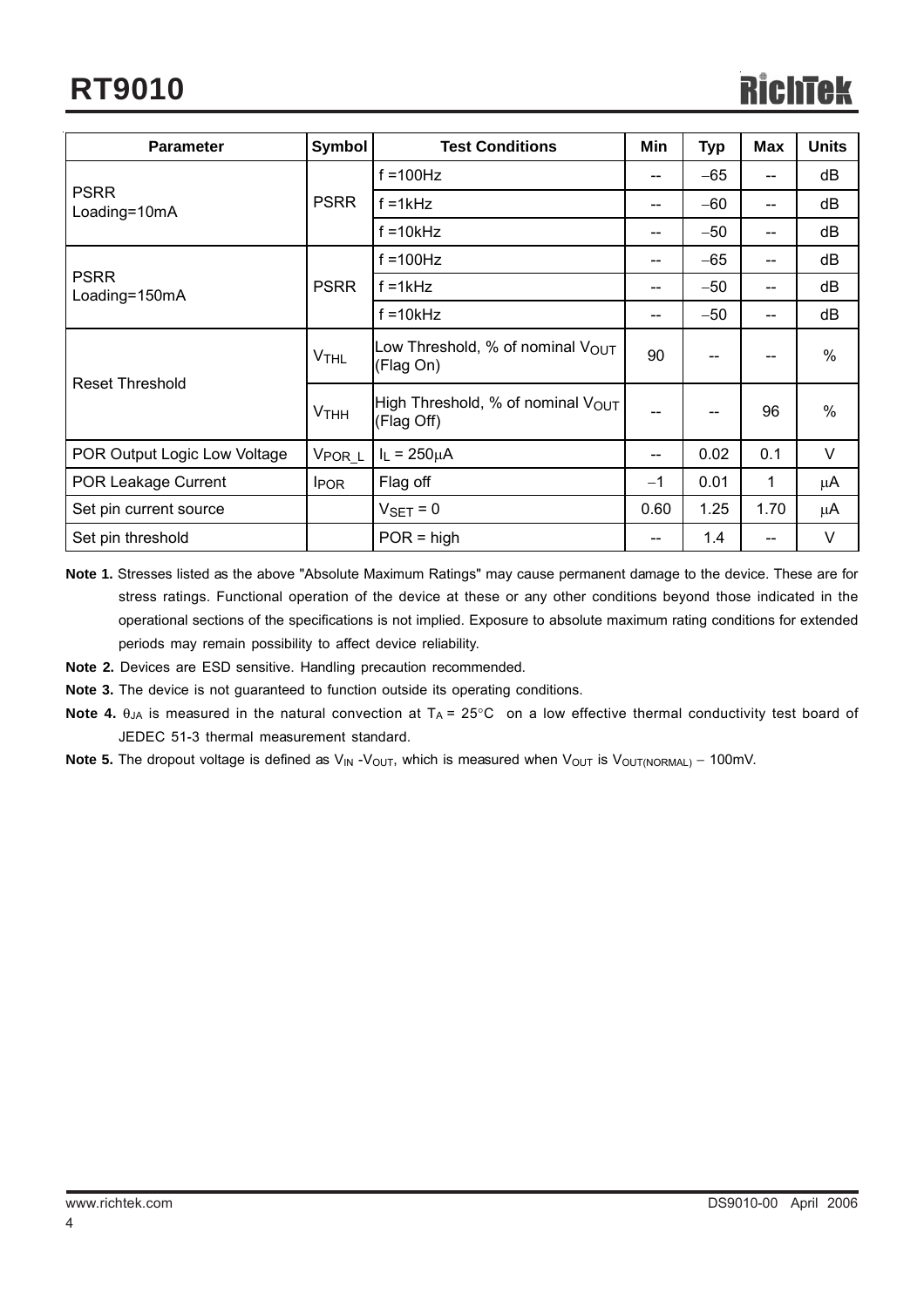| Parameter | Symbol | Test Conditions | Min | Typ | Max | Units |
|---|---|---|---|---|---|---|
| PSRR Loading=10mA | PSRR | f =100Hz | -- | −65 | -- | dB |
| | | f =1kHz | -- | −60 | -- | dB |
| | | f =10kHz | -- | −50 | -- | dB |
| PSRR Loading=150mA | PSRR | f =100Hz | -- | −65 | -- | dB |
| | | f =1kHz | -- | −50 | -- | dB |
| | | f =10kHz | -- | −50 | -- | dB |
| Reset Threshold | $V_{THL}$ | Low Threshold, % of nominal $V_{OUT}$ (Flag On) | 90 | -- | -- | % |
| | $V_{THH}$ | High Threshold, % of nominal $V_{OUT}$ (Flag Off) | -- | -- | 96 | % |
| POR Output Logic Low Voltage | $V_{POR\_L}$ | $I_L$ = 250μA | -- | 0.02 | 0.1 | V |
| POR Leakage Current | $I_{POR}$ | Flag off | −1 | 0.01 | 1 | μA |
| Set pin current source | | $V_{SET}$ = 0 | 0.60 | 1.25 | 1.70 | μA |
| Set pin threshold | | POR = high | -- | 1.4 | -- | V |

**Note 1.** Stresses listed as the above "Absolute Maximum Ratings" may cause permanent damage to the device. These are for stress ratings. Functional operation of the device at these or any other conditions beyond those indicated in the operational sections of the specifications is not implied. Exposure to absolute maximum rating conditions for extended periods may remain possibility to affect device reliability.

**Note 2.** Devices are ESD sensitive. Handling precaution recommended.

**Note 3.** The device is not guaranteed to function outside its operating conditions.

**Note 4.** $\theta_{JA}$ is measured in the natural convection at $T_A$ = 25°C on a low effective thermal conductivity test board of JEDEC 51-3 thermal measurement standard.

**Note 5.** The dropout voltage is defined as $V_{IN}$ -$V_{OUT}$, which is measured when $V_{OUT}$ is $V_{OUT(NORMAL)}$ − 100mV.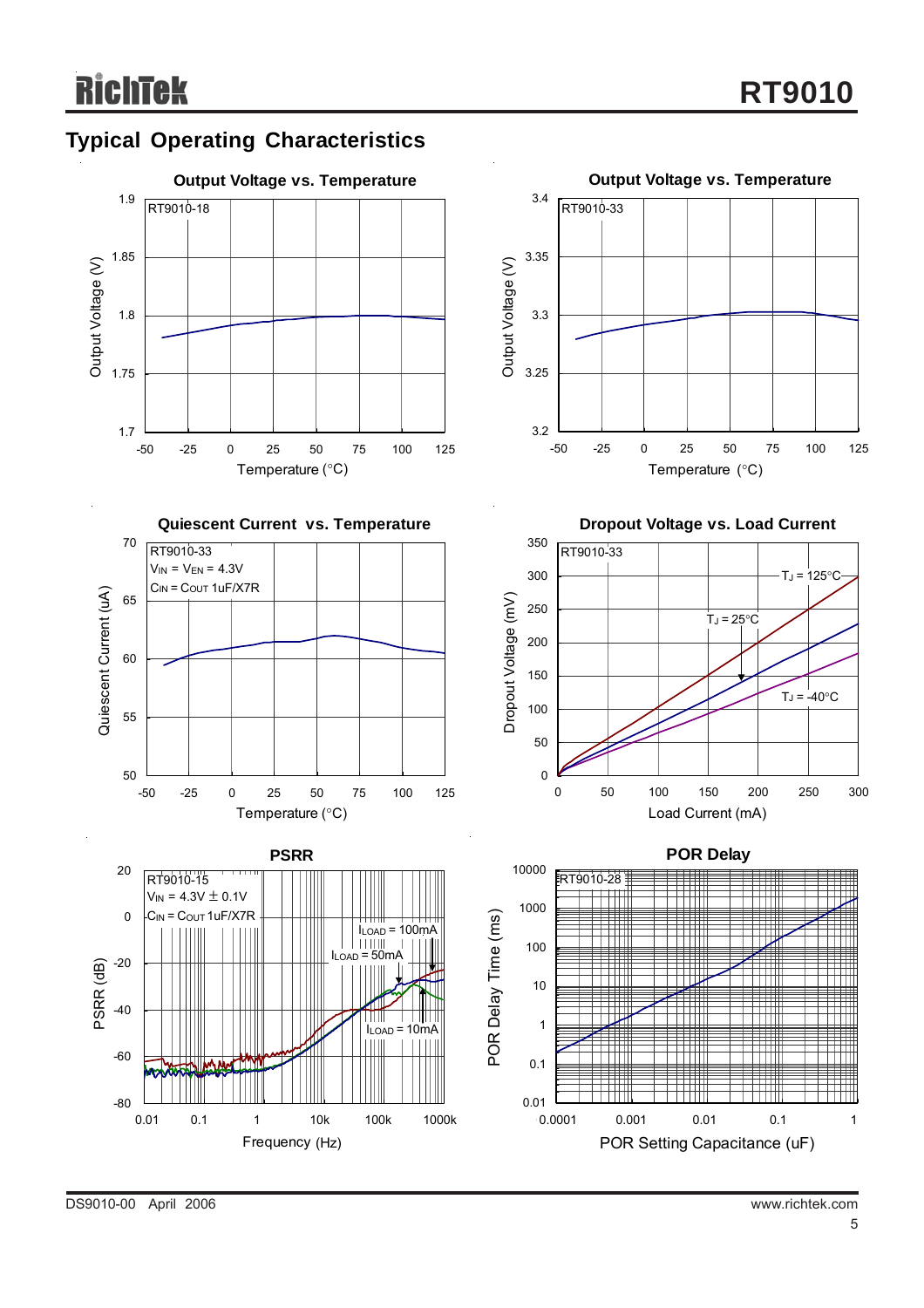## Typical Operating Characteristics

**Output Voltage vs. Temperature**

RT9010-18

Output Voltage (V)

Temperature (°C)

**Output Voltage vs. Temperature**

RT9010-33

Output Voltage (V)

Temperature (°C)

**Quiescent Current vs. Temperature**

RT9010-33
$V_{IN} = V_{EN} = 4.3V$
$C_{IN} = C_{OUT}$ 1uF/X7R

Quiescent Current (uA)

Temperature (°C)

**Dropout Voltage vs. Load Current**

RT9010-33

$T_J = 125°C$
$T_J = 25°C$
$T_J = -40°C$

Dropout Voltage (mV)

Load Current (mA)

**PSRR**

RT9010-15
$V_{IN} = 4.3V \pm 0.1V$
$C_{IN} = C_{OUT}$ 1uF/X7R

$I_{LOAD} = 100mA$
$I_{LOAD} = 50mA$
$I_{LOAD} = 10mA$

PSRR (dB)

Frequency (Hz)

**POR Delay**

RT9010-28

POR Delay Time (ms)

POR Setting Capacitance (uF)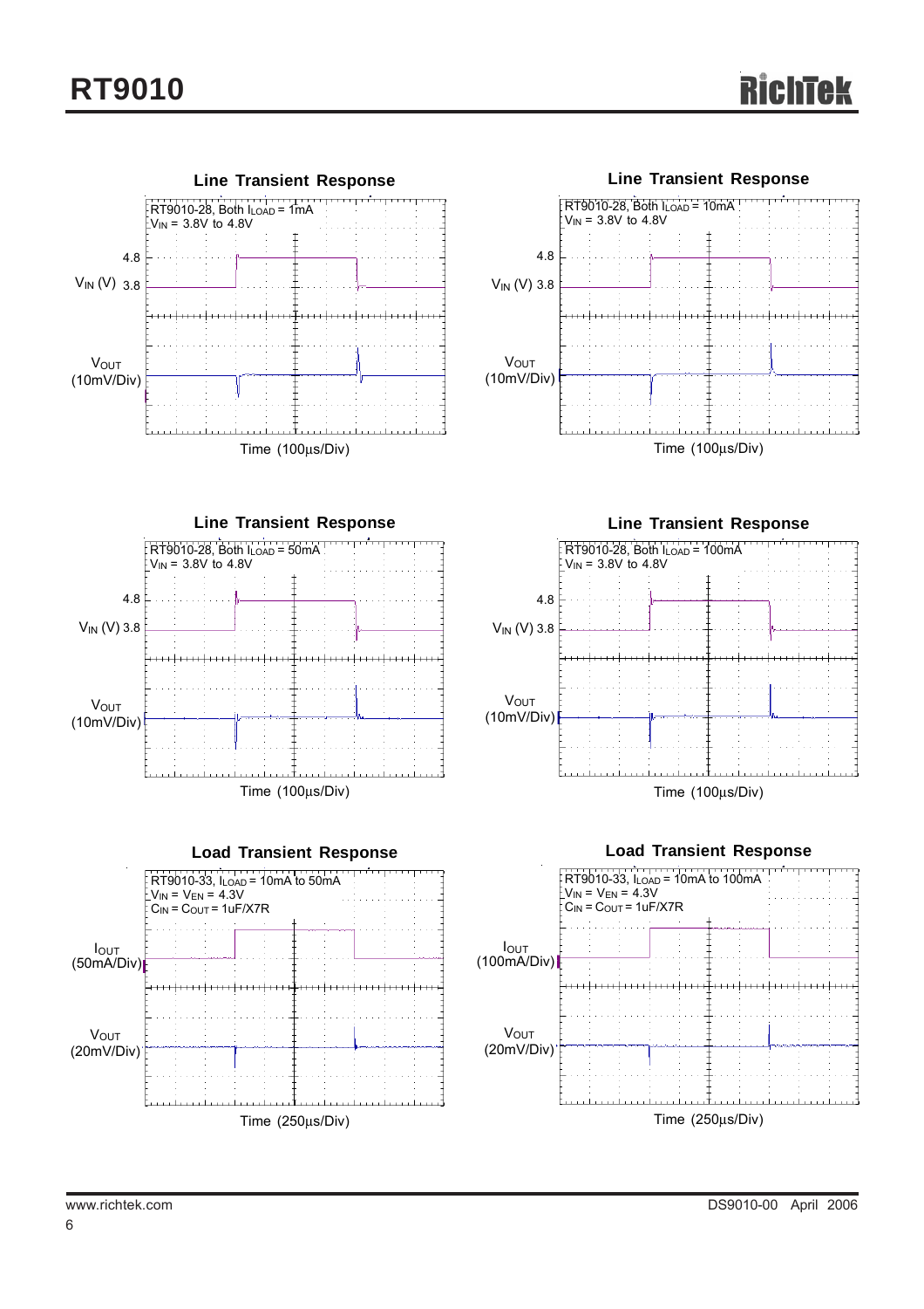### Line Transient Response

RT9010-28, Both $I_{LOAD}$ = 1mA
$V_{IN}$ = 3.8V to 4.8V

$V_{IN}$ (V) 4.8 / 3.8

$V_{OUT}$ (10mV/Div)

Time (100μs/Div)

### Line Transient Response

RT9010-28, Both $I_{LOAD}$ = 10mA
$V_{IN}$ = 3.8V to 4.8V

$V_{IN}$ (V) 4.8 / 3.8

$V_{OUT}$ (10mV/Div)

Time (100μs/Div)

### Line Transient Response

RT9010-28, Both $I_{LOAD}$ = 50mA
$V_{IN}$ = 3.8V to 4.8V

$V_{IN}$ (V) 4.8 / 3.8

$V_{OUT}$ (10mV/Div)

Time (100μs/Div)

### Line Transient Response

RT9010-28, Both $I_{LOAD}$ = 100mA
$V_{IN}$ = 3.8V to 4.8V

$V_{IN}$ (V) 4.8 / 3.8

$V_{OUT}$ (10mV/Div)

Time (100μs/Div)

### Load Transient Response

RT9010-33, $I_{LOAD}$ = 10mA to 50mA
$V_{IN}$ = $V_{EN}$ = 4.3V
$C_{IN}$ = $C_{OUT}$ = 1uF/X7R

$I_{OUT}$ (50mA/Div)

$V_{OUT}$ (20mV/Div)

Time (250μs/Div)

### Load Transient Response

RT9010-33, $I_{LOAD}$ = 10mA to 100mA
$V_{IN}$ = $V_{EN}$ = 4.3V
$C_{IN}$ = $C_{OUT}$ = 1uF/X7R

$I_{OUT}$ (100mA/Div)

$V_{OUT}$ (20mV/Div)

Time (250μs/Div)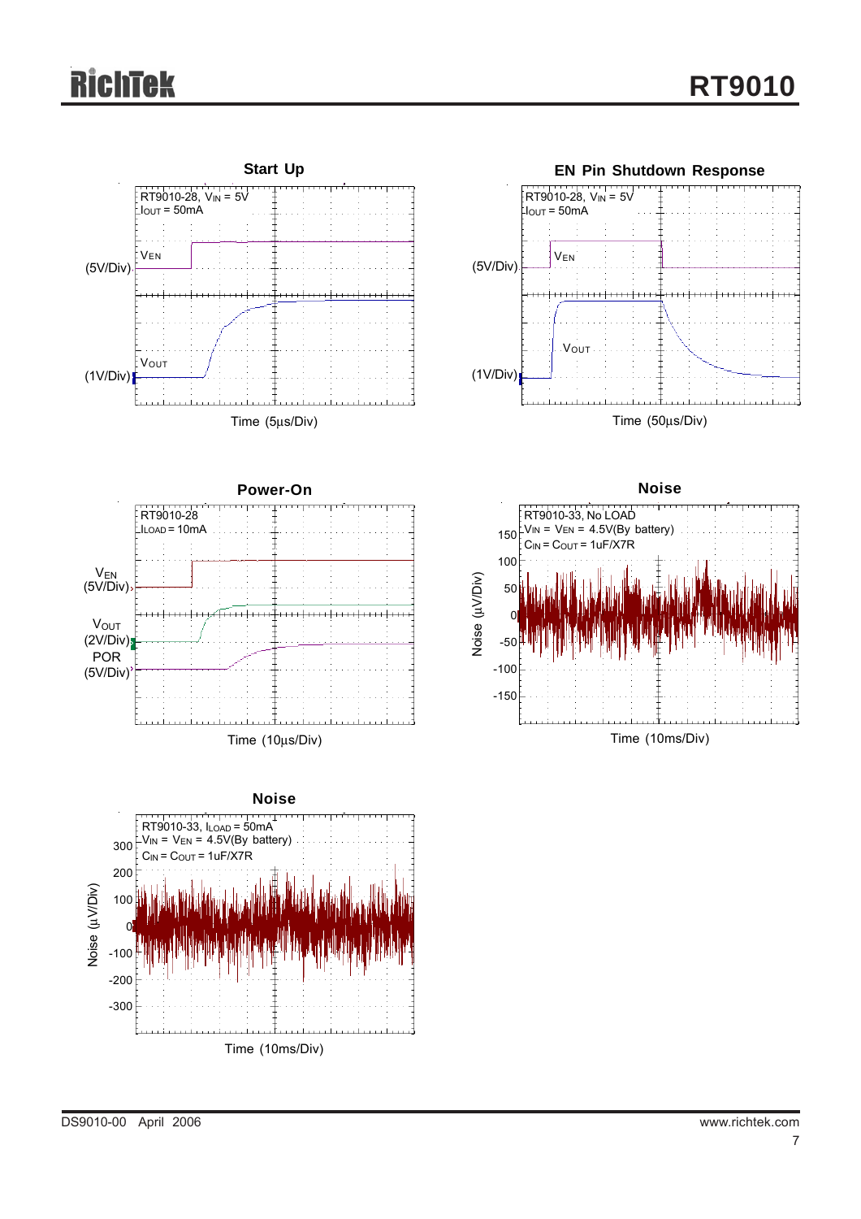### Start Up

RT9010-28, $V_{IN}$ = 5V
$I_{OUT}$ = 50mA

$V_{EN}$ (5V/Div)

$V_{OUT}$ (1V/Div)

Time (5μs/Div)

### EN Pin Shutdown Response

RT9010-28, $V_{IN}$ = 5V
$I_{OUT}$ = 50mA

$V_{EN}$ (5V/Div)

$V_{OUT}$ (1V/Div)

Time (50μs/Div)

### Power-On

RT9010-28
$I_{LOAD}$ = 10mA

$V_{EN}$ (5V/Div)

$V_{OUT}$ (2V/Div)

POR (5V/Div)

Time (10μs/Div)

### Noise

RT9010-33, No LOAD
$V_{IN}$ = $V_{EN}$ = 4.5V(By battery)
$C_{IN}$ = $C_{OUT}$ = 1uF/X7R

Noise (μV/Div)

Time (10ms/Div)

### Noise

RT9010-33, $I_{LOAD}$ = 50mA
$V_{IN}$ = $V_{EN}$ = 4.5V(By battery)
$C_{IN}$ = $C_{OUT}$ = 1uF/X7R

Noise (μV/Div)

Time (10ms/Div)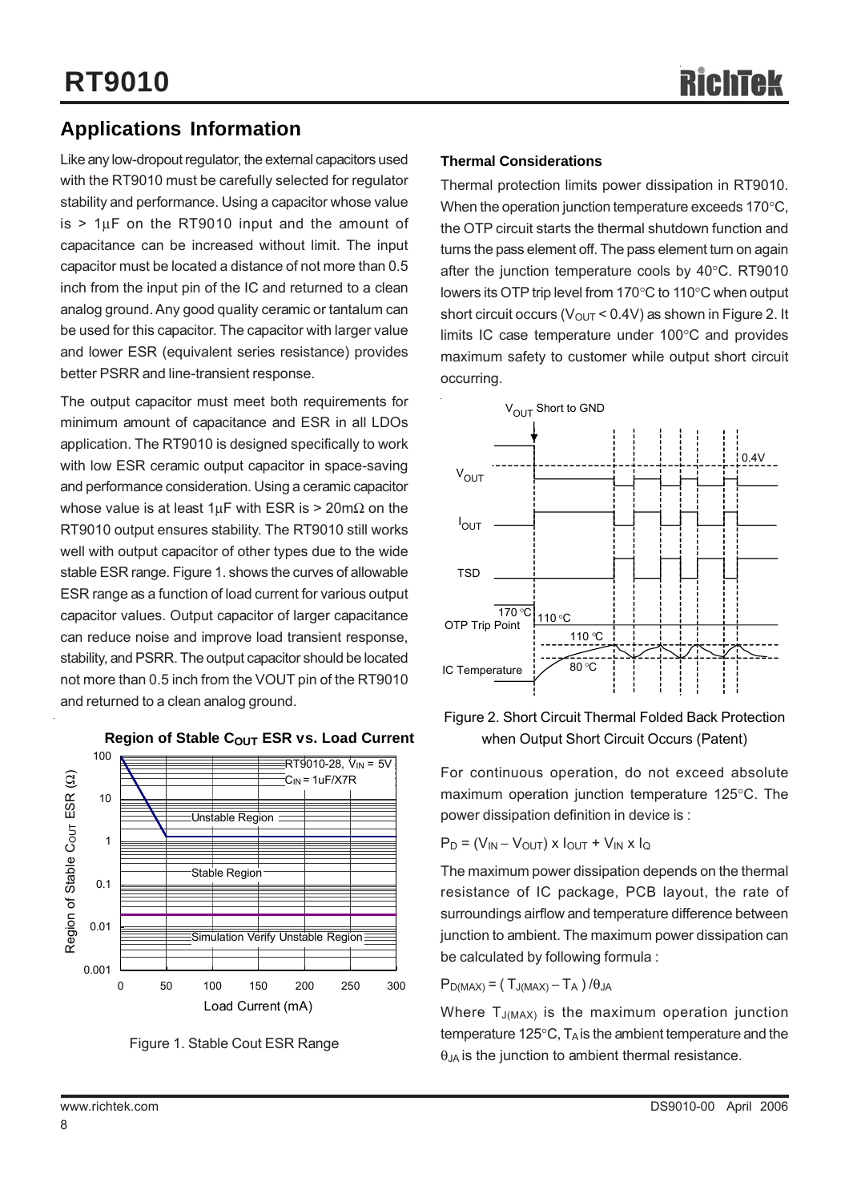## Applications Information

Like any low-dropout regulator, the external capacitors used with the RT9010 must be carefully selected for regulator stability and performance. Using a capacitor whose value is > 1μF on the RT9010 input and the amount of capacitance can be increased without limit. The input capacitor must be located a distance of not more than 0.5 inch from the input pin of the IC and returned to a clean analog ground. Any good quality ceramic or tantalum can be used for this capacitor. The capacitor with larger value and lower ESR (equivalent series resistance) provides better PSRR and line-transient response.

The output capacitor must meet both requirements for minimum amount of capacitance and ESR in all LDOs application. The RT9010 is designed specifically to work with low ESR ceramic output capacitor in space-saving and performance consideration. Using a ceramic capacitor whose value is at least 1μF with ESR is > 20mΩ on the RT9010 output ensures stability. The RT9010 still works well with output capacitor of other types due to the wide stable ESR range. Figure 1. shows the curves of allowable ESR range as a function of load current for various output capacitor values. Output capacitor of larger capacitance can reduce noise and improve load transient response, stability, and PSRR. The output capacitor should be located not more than 0.5 inch from the VOUT pin of the RT9010 and returned to a clean analog ground.

Figure 1. Stable Cout ESR Range

### Thermal Considerations

Thermal protection limits power dissipation in RT9010. When the operation junction temperature exceeds 170°C, the OTP circuit starts the thermal shutdown function and turns the pass element off. The pass element turn on again after the junction temperature cools by 40°C. RT9010 lowers its OTP trip level from 170°C to 110°C when output short circuit occurs ($V_{OUT}$ < 0.4V) as shown in Figure 2. It limits IC case temperature under 100°C and provides maximum safety to customer while output short circuit occurring.

Figure 2. Short Circuit Thermal Folded Back Protection when Output Short Circuit Occurs (Patent)

For continuous operation, do not exceed absolute maximum operation junction temperature 125°C. The power dissipation definition in device is :

$$P_D = (V_{IN} - V_{OUT}) \times I_{OUT} + V_{IN} \times I_Q$$

The maximum power dissipation depends on the thermal resistance of IC package, PCB layout, the rate of surroundings airflow and temperature difference between junction to ambient. The maximum power dissipation can be calculated by following formula :

$$P_{D(MAX)} = ( T_{J(MAX)} - T_A ) / \theta_{JA}$$

Where $T_{J(MAX)}$ is the maximum operation junction temperature 125°C, $T_A$ is the ambient temperature and the $\theta_{JA}$ is the junction to ambient thermal resistance.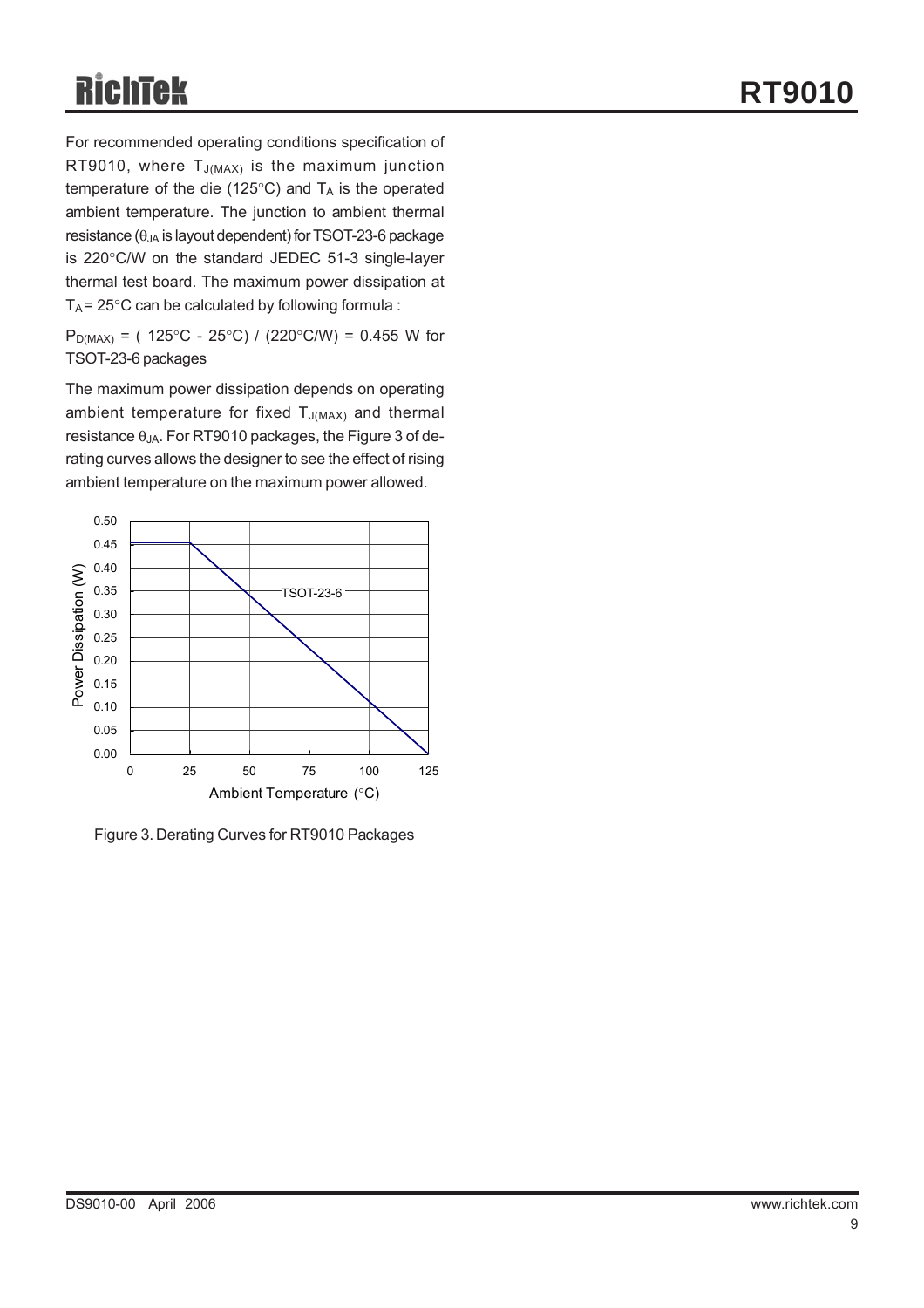For recommended operating conditions specification of RT9010, where $T_{J(MAX)}$ is the maximum junction temperature of the die (125°C) and $T_A$ is the operated ambient temperature. The junction to ambient thermal resistance ($\theta_{JA}$ is layout dependent) for TSOT-23-6 package is 220°C/W on the standard JEDEC 51-3 single-layer thermal test board. The maximum power dissipation at $T_A$ = 25°C can be calculated by following formula :

$P_{D(MAX)}$ = ( 125°C - 25°C) / (220°C/W) = 0.455 W for TSOT-23-6 packages

The maximum power dissipation depends on operating ambient temperature for fixed $T_{J(MAX)}$ and thermal resistance $\theta_{JA}$. For RT9010 packages, the Figure 3 of derating curves allows the designer to see the effect of rising ambient temperature on the maximum power allowed.

Figure 3. Derating Curves for RT9010 Packages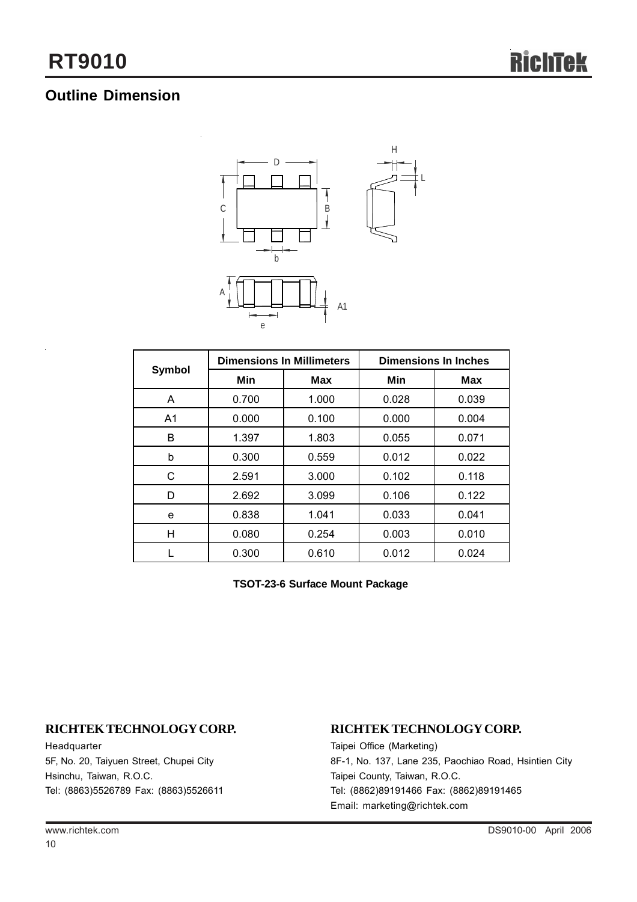## Outline Dimension

| Symbol | Dimensions In Millimeters | | Dimensions In Inches | |
|---|---|---|---|---|
| | Min | Max | Min | Max |
| A | 0.700 | 1.000 | 0.028 | 0.039 |
| A1 | 0.000 | 0.100 | 0.000 | 0.004 |
| B | 1.397 | 1.803 | 0.055 | 0.071 |
| b | 0.300 | 0.559 | 0.012 | 0.022 |
| C | 2.591 | 3.000 | 0.102 | 0.118 |
| D | 2.692 | 3.099 | 0.106 | 0.122 |
| e | 0.838 | 1.041 | 0.033 | 0.041 |
| H | 0.080 | 0.254 | 0.003 | 0.010 |
| L | 0.300 | 0.610 | 0.012 | 0.024 |

**TSOT-23-6 Surface Mount Package**

**RICHTEK TECHNOLOGY CORP.**

Headquarter
5F, No. 20, Taiyuen Street, Chupei City
Hsinchu, Taiwan, R.O.C.
Tel: (8863)5526789 Fax: (8863)5526611

**RICHTEK TECHNOLOGY CORP.**

Taipei Office (Marketing)
8F-1, No. 137, Lane 235, Paochiao Road, Hsintien City
Taipei County, Taiwan, R.O.C.
Tel: (8862)89191466 Fax: (8862)89191465
Email: marketing@richtek.com